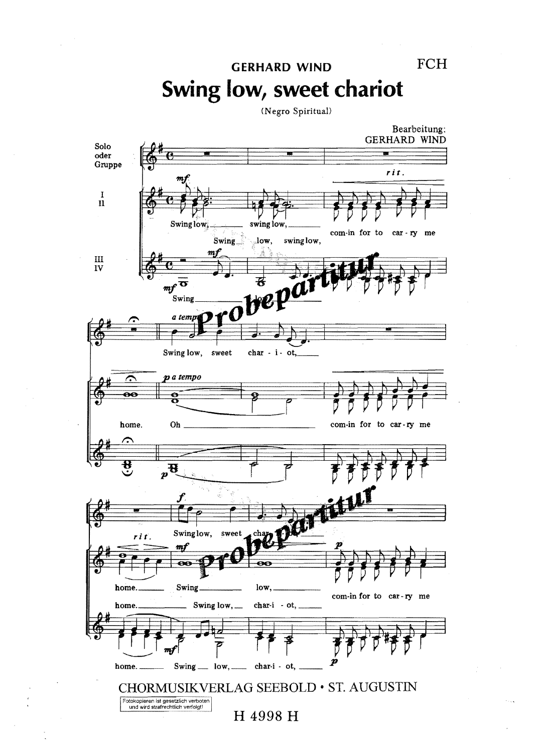GERHARD WIND

FCH

# Swing low, sweet chariot

(Negro Spiritual)

Bearbeitung:
GERHARD WIND

Solo oder Gruppe

I
II

III
IV

Swing low, swing low, com-in for to car-ry me

Swing low, swing low,

Swing low,

Swing low, sweet char-i-ot,

home. Oh com-in for to car-ry me

home. Swing low, com-in for to car-ry me

Swing low, sweet char-i-ot,

home. Swing low, char-i-ot,

home. Swing low, char-i-ot,

CHORMUSIKVERLAG SEEBOLD • ST. AUGUSTIN

Fotokopieren ist gesetzlich verboten und wird strafrechtlich verfolgt!

H 4998 H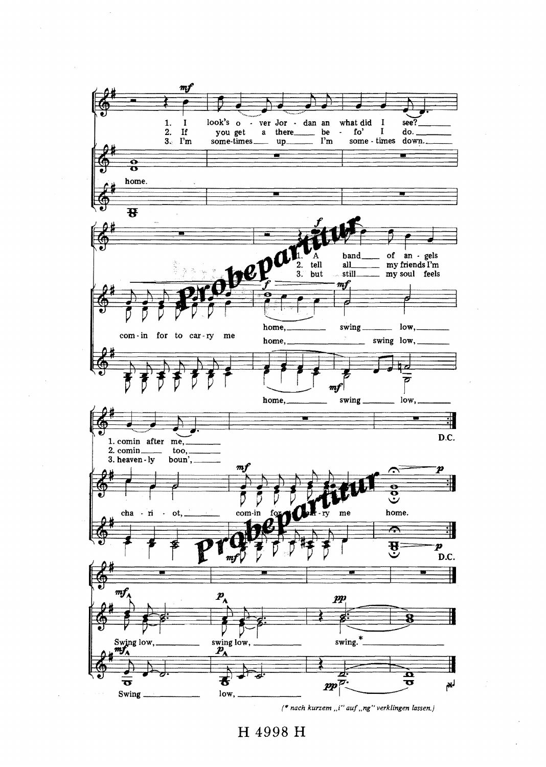1. I look's o - ver Jor - dan an what did I see?
2. If you get a there be - fo' I do.
3. I'm some-times up I'm some - times down.

home.

1. A band of an - gels
2. tell all my friends I'm
3. but still my soul feels

com - in for to car - ry me home, swing low,

home, swing low,

home, swing low,

1. comin after me,
2. comin too,
3. heaven - ly boun',

D.C.

cha - ri - ot, com-in for to car - ry me home.

D.C.

Swing low, swing low, swing.*

Swing low,

(* nach kurzem „i" auf „ng" verklingen lassen.)

H 4998 H